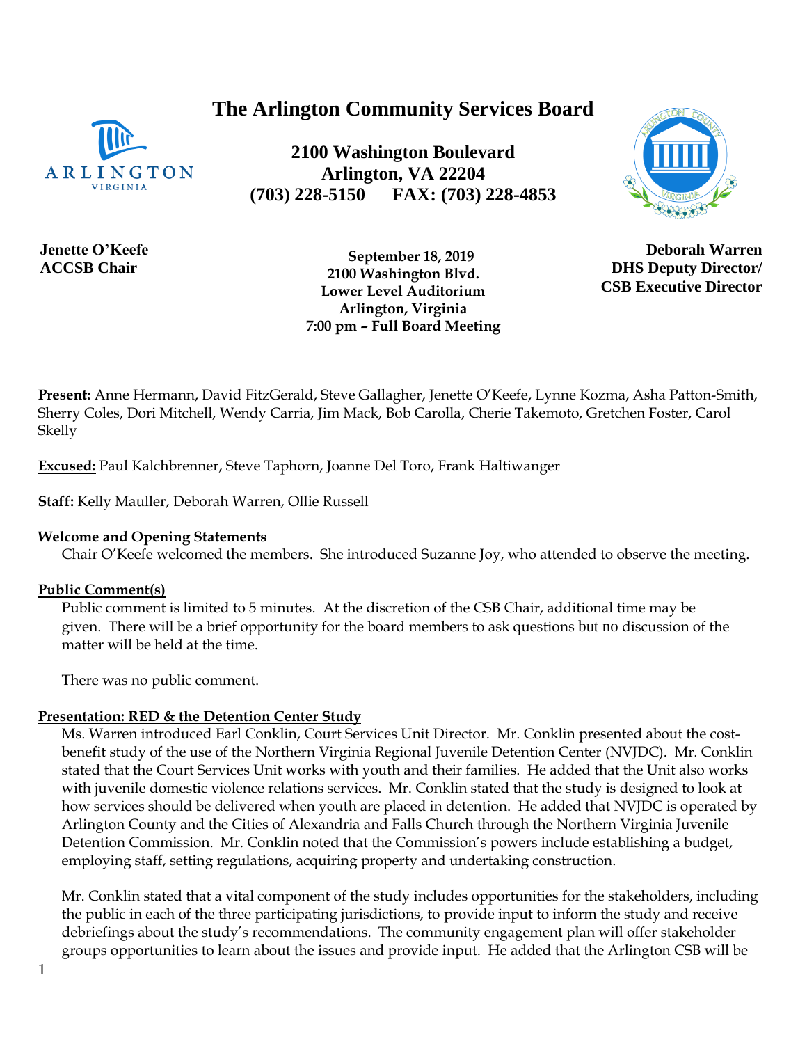# The Arlington Community Services Board

**2100 Washington Boulevard**
**Arlington, VA 22204**
**(703) 228-5150 FAX: (703) 228-4853**

**Jenette O'Keefe**
**ACCSB Chair**

**Deborah Warren**
**DHS Deputy Director/**
**CSB Executive Director**

**September 18, 2019**
**2100 Washington Blvd.**
**Lower Level Auditorium**
**Arlington, Virginia**
**7:00 pm – Full Board Meeting**

**Present:** Anne Hermann, David FitzGerald, Steve Gallagher, Jenette O'Keefe, Lynne Kozma, Asha Patton-Smith, Sherry Coles, Dori Mitchell, Wendy Carria, Jim Mack, Bob Carolla, Cherie Takemoto, Gretchen Foster, Carol Skelly

**Excused:** Paul Kalchbrenner, Steve Taphorn, Joanne Del Toro, Frank Haltiwanger

**Staff:** Kelly Mauller, Deborah Warren, Ollie Russell

**Welcome and Opening Statements**

Chair O'Keefe welcomed the members. She introduced Suzanne Joy, who attended to observe the meeting.

**Public Comment(s)**

Public comment is limited to 5 minutes. At the discretion of the CSB Chair, additional time may be given. There will be a brief opportunity for the board members to ask questions but no discussion of the matter will be held at the time.

There was no public comment.

**Presentation: RED & the Detention Center Study**

Ms. Warren introduced Earl Conklin, Court Services Unit Director. Mr. Conklin presented about the cost-benefit study of the use of the Northern Virginia Regional Juvenile Detention Center (NVJDC). Mr. Conklin stated that the Court Services Unit works with youth and their families. He added that the Unit also works with juvenile domestic violence relations services. Mr. Conklin stated that the study is designed to look at how services should be delivered when youth are placed in detention. He added that NVJDC is operated by Arlington County and the Cities of Alexandria and Falls Church through the Northern Virginia Juvenile Detention Commission. Mr. Conklin noted that the Commission's powers include establishing a budget, employing staff, setting regulations, acquiring property and undertaking construction.

Mr. Conklin stated that a vital component of the study includes opportunities for the stakeholders, including the public in each of the three participating jurisdictions, to provide input to inform the study and receive debriefings about the study's recommendations. The community engagement plan will offer stakeholder groups opportunities to learn about the issues and provide input. He added that the Arlington CSB will be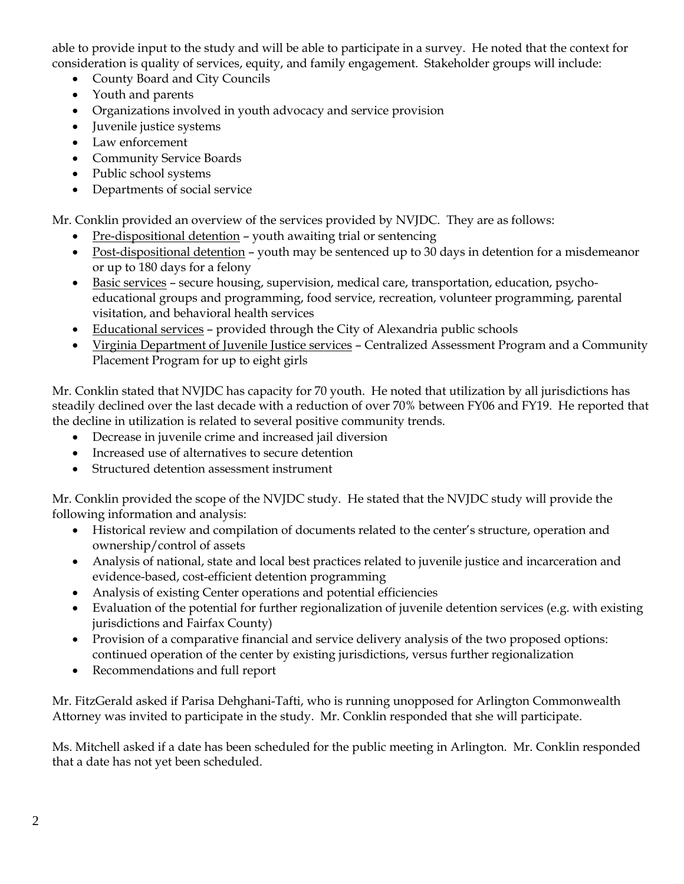able to provide input to the study and will be able to participate in a survey. He noted that the context for consideration is quality of services, equity, and family engagement. Stakeholder groups will include:

- County Board and City Councils
- Youth and parents
- Organizations involved in youth advocacy and service provision
- Juvenile justice systems
- Law enforcement
- Community Service Boards
- Public school systems
- Departments of social service

Mr. Conklin provided an overview of the services provided by NVJDC. They are as follows:

- <u>Pre-dispositional detention</u> – youth awaiting trial or sentencing
- <u>Post-dispositional detention</u> – youth may be sentenced up to 30 days in detention for a misdemeanor or up to 180 days for a felony
- <u>Basic services</u> – secure housing, supervision, medical care, transportation, education, psycho-educational groups and programming, food service, recreation, volunteer programming, parental visitation, and behavioral health services
- <u>Educational services</u> – provided through the City of Alexandria public schools
- <u>Virginia Department of Juvenile Justice services</u> – Centralized Assessment Program and a Community Placement Program for up to eight girls

Mr. Conklin stated that NVJDC has capacity for 70 youth. He noted that utilization by all jurisdictions has steadily declined over the last decade with a reduction of over 70% between FY06 and FY19. He reported that the decline in utilization is related to several positive community trends.

- Decrease in juvenile crime and increased jail diversion
- Increased use of alternatives to secure detention
- Structured detention assessment instrument

Mr. Conklin provided the scope of the NVJDC study. He stated that the NVJDC study will provide the following information and analysis:

- Historical review and compilation of documents related to the center's structure, operation and ownership/control of assets
- Analysis of national, state and local best practices related to juvenile justice and incarceration and evidence-based, cost-efficient detention programming
- Analysis of existing Center operations and potential efficiencies
- Evaluation of the potential for further regionalization of juvenile detention services (e.g. with existing jurisdictions and Fairfax County)
- Provision of a comparative financial and service delivery analysis of the two proposed options: continued operation of the center by existing jurisdictions, versus further regionalization
- Recommendations and full report

Mr. FitzGerald asked if Parisa Dehghani-Tafti, who is running unopposed for Arlington Commonwealth Attorney was invited to participate in the study. Mr. Conklin responded that she will participate.

Ms. Mitchell asked if a date has been scheduled for the public meeting in Arlington. Mr. Conklin responded that a date has not yet been scheduled.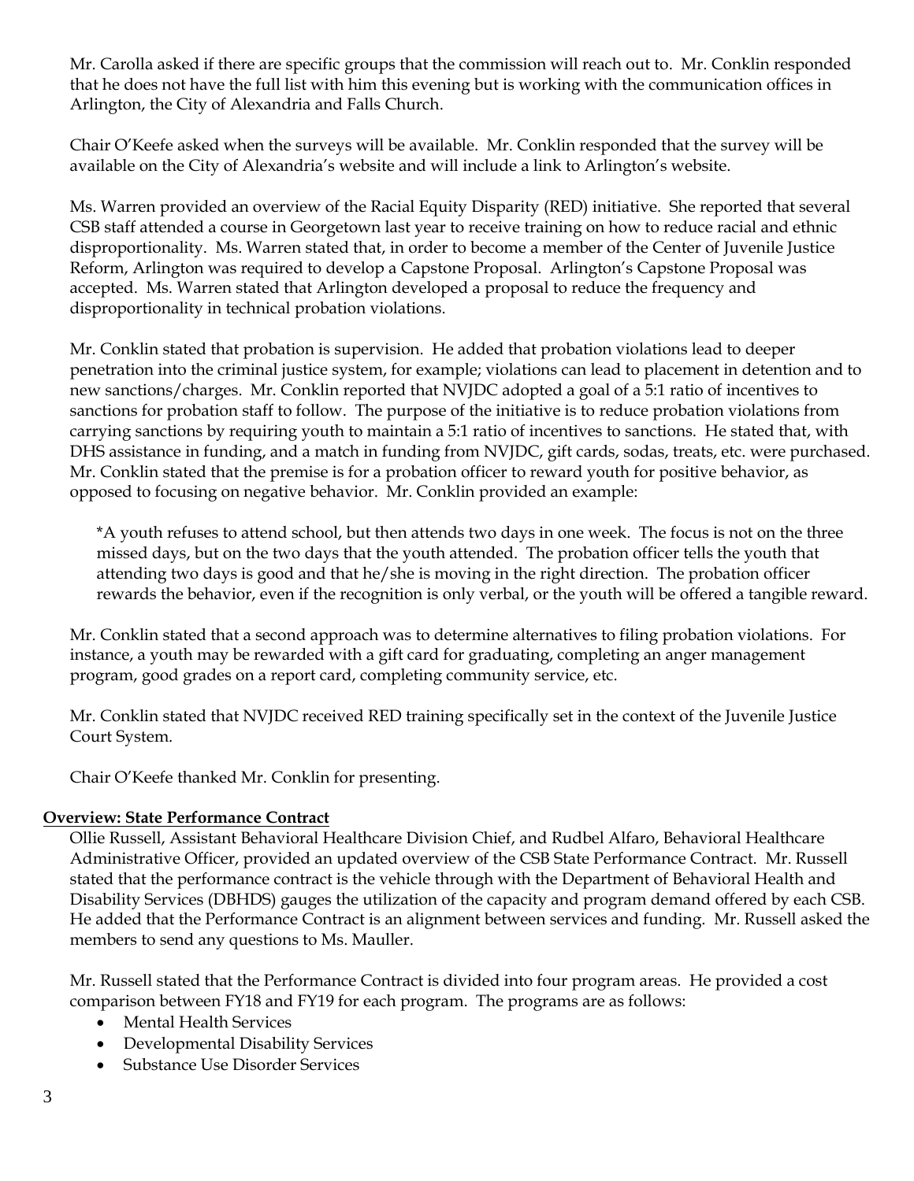Mr. Carolla asked if there are specific groups that the commission will reach out to. Mr. Conklin responded that he does not have the full list with him this evening but is working with the communication offices in Arlington, the City of Alexandria and Falls Church.

Chair O'Keefe asked when the surveys will be available. Mr. Conklin responded that the survey will be available on the City of Alexandria's website and will include a link to Arlington's website.

Ms. Warren provided an overview of the Racial Equity Disparity (RED) initiative. She reported that several CSB staff attended a course in Georgetown last year to receive training on how to reduce racial and ethnic disproportionality. Ms. Warren stated that, in order to become a member of the Center of Juvenile Justice Reform, Arlington was required to develop a Capstone Proposal. Arlington's Capstone Proposal was accepted. Ms. Warren stated that Arlington developed a proposal to reduce the frequency and disproportionality in technical probation violations.

Mr. Conklin stated that probation is supervision. He added that probation violations lead to deeper penetration into the criminal justice system, for example; violations can lead to placement in detention and to new sanctions/charges. Mr. Conklin reported that NVJDC adopted a goal of a 5:1 ratio of incentives to sanctions for probation staff to follow. The purpose of the initiative is to reduce probation violations from carrying sanctions by requiring youth to maintain a 5:1 ratio of incentives to sanctions. He stated that, with DHS assistance in funding, and a match in funding from NVJDC, gift cards, sodas, treats, etc. were purchased. Mr. Conklin stated that the premise is for a probation officer to reward youth for positive behavior, as opposed to focusing on negative behavior. Mr. Conklin provided an example:

> *A youth refuses to attend school, but then attends two days in one week. The focus is not on the three missed days, but on the two days that the youth attended. The probation officer tells the youth that attending two days is good and that he/she is moving in the right direction. The probation officer rewards the behavior, even if the recognition is only verbal, or the youth will be offered a tangible reward.

Mr. Conklin stated that a second approach was to determine alternatives to filing probation violations. For instance, a youth may be rewarded with a gift card for graduating, completing an anger management program, good grades on a report card, completing community service, etc.

Mr. Conklin stated that NVJDC received RED training specifically set in the context of the Juvenile Justice Court System.

Chair O'Keefe thanked Mr. Conklin for presenting.

**Overview: State Performance Contract**

Ollie Russell, Assistant Behavioral Healthcare Division Chief, and Rudbel Alfaro, Behavioral Healthcare Administrative Officer, provided an updated overview of the CSB State Performance Contract. Mr. Russell stated that the performance contract is the vehicle through with the Department of Behavioral Health and Disability Services (DBHDS) gauges the utilization of the capacity and program demand offered by each CSB. He added that the Performance Contract is an alignment between services and funding. Mr. Russell asked the members to send any questions to Ms. Mauller.

Mr. Russell stated that the Performance Contract is divided into four program areas. He provided a cost comparison between FY18 and FY19 for each program. The programs are as follows:

- Mental Health Services
- Developmental Disability Services
- Substance Use Disorder Services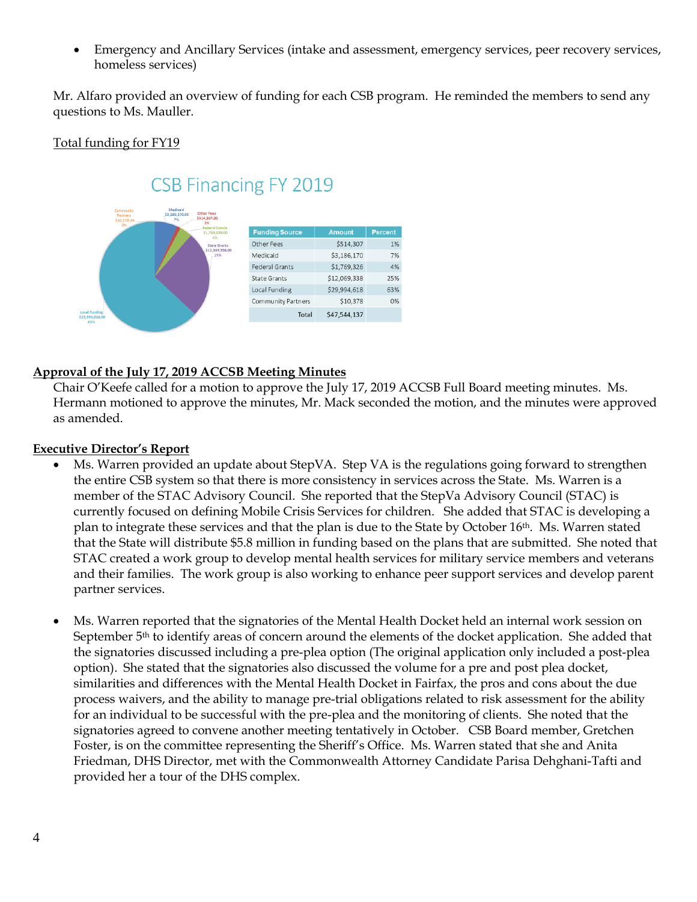- Emergency and Ancillary Services (intake and assessment, emergency services, peer recovery services, homeless services)

Mr. Alfaro provided an overview of funding for each CSB program. He reminded the members to send any questions to Ms. Mauller.

Total funding for FY19

CSB Financing FY 2019

| Funding Source | Amount | Percent |
|---|---|---|
| Other Fees | $514,307 | 1% |
| Medicaid | $3,186,170 | 7% |
| Federal Grants | $1,769,326 | 4% |
| State Grants | $12,069,338 | 25% |
| Local Funding | $29,994,618 | 63% |
| Community Partners | $10,378 | 0% |
| Total | $47,544,137 | |

**Approval of the July 17, 2019 ACCSB Meeting Minutes**

Chair O'Keefe called for a motion to approve the July 17, 2019 ACCSB Full Board meeting minutes. Ms. Hermann motioned to approve the minutes, Mr. Mack seconded the motion, and the minutes were approved as amended.

**Executive Director's Report**

- Ms. Warren provided an update about StepVA. Step VA is the regulations going forward to strengthen the entire CSB system so that there is more consistency in services across the State. Ms. Warren is a member of the STAC Advisory Council. She reported that the StepVa Advisory Council (STAC) is currently focused on defining Mobile Crisis Services for children. She added that STAC is developing a plan to integrate these services and that the plan is due to the State by October 16th. Ms. Warren stated that the State will distribute $5.8 million in funding based on the plans that are submitted. She noted that STAC created a work group to develop mental health services for military service members and veterans and their families. The work group is also working to enhance peer support services and develop parent partner services.

- Ms. Warren reported that the signatories of the Mental Health Docket held an internal work session on September 5th to identify areas of concern around the elements of the docket application. She added that the signatories discussed including a pre-plea option (The original application only included a post-plea option). She stated that the signatories also discussed the volume for a pre and post plea docket, similarities and differences with the Mental Health Docket in Fairfax, the pros and cons about the due process waivers, and the ability to manage pre-trial obligations related to risk assessment for the ability for an individual to be successful with the pre-plea and the monitoring of clients. She noted that the signatories agreed to convene another meeting tentatively in October. CSB Board member, Gretchen Foster, is on the committee representing the Sheriff's Office. Ms. Warren stated that she and Anita Friedman, DHS Director, met with the Commonwealth Attorney Candidate Parisa Dehghani-Tafti and provided her a tour of the DHS complex.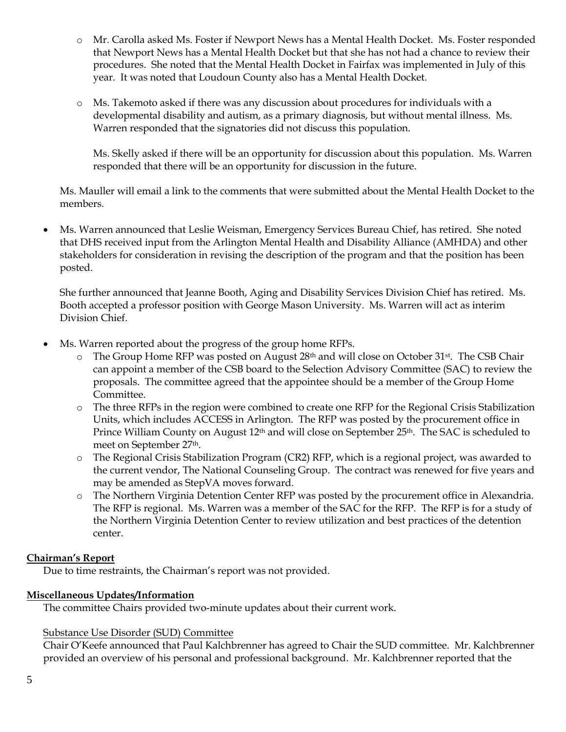- Mr. Carolla asked Ms. Foster if Newport News has a Mental Health Docket. Ms. Foster responded that Newport News has a Mental Health Docket but that she has not had a chance to review their procedures. She noted that the Mental Health Docket in Fairfax was implemented in July of this year. It was noted that Loudoun County also has a Mental Health Docket.

- Ms. Takemoto asked if there was any discussion about procedures for individuals with a developmental disability and autism, as a primary diagnosis, but without mental illness. Ms. Warren responded that the signatories did not discuss this population.

  Ms. Skelly asked if there will be an opportunity for discussion about this population. Ms. Warren responded that there will be an opportunity for discussion in the future.

Ms. Mauller will email a link to the comments that were submitted about the Mental Health Docket to the members.

- Ms. Warren announced that Leslie Weisman, Emergency Services Bureau Chief, has retired. She noted that DHS received input from the Arlington Mental Health and Disability Alliance (AMHDA) and other stakeholders for consideration in revising the description of the program and that the position has been posted.

  She further announced that Jeanne Booth, Aging and Disability Services Division Chief has retired. Ms. Booth accepted a professor position with George Mason University. Ms. Warren will act as interim Division Chief.

- Ms. Warren reported about the progress of the group home RFPs.
  - The Group Home RFP was posted on August 28th and will close on October 31st. The CSB Chair can appoint a member of the CSB board to the Selection Advisory Committee (SAC) to review the proposals. The committee agreed that the appointee should be a member of the Group Home Committee.
  - The three RFPs in the region were combined to create one RFP for the Regional Crisis Stabilization Units, which includes ACCESS in Arlington. The RFP was posted by the procurement office in Prince William County on August 12th and will close on September 25th. The SAC is scheduled to meet on September 27th.
  - The Regional Crisis Stabilization Program (CR2) RFP, which is a regional project, was awarded to the current vendor, The National Counseling Group. The contract was renewed for five years and may be amended as StepVA moves forward.
  - The Northern Virginia Detention Center RFP was posted by the procurement office in Alexandria. The RFP is regional. Ms. Warren was a member of the SAC for the RFP. The RFP is for a study of the Northern Virginia Detention Center to review utilization and best practices of the detention center.

**Chairman's Report**

Due to time restraints, the Chairman's report was not provided.

**Miscellaneous Updates/Information**

The committee Chairs provided two-minute updates about their current work.

Substance Use Disorder (SUD) Committee

Chair O'Keefe announced that Paul Kalchbrenner has agreed to Chair the SUD committee. Mr. Kalchbrenner provided an overview of his personal and professional background. Mr. Kalchbrenner reported that the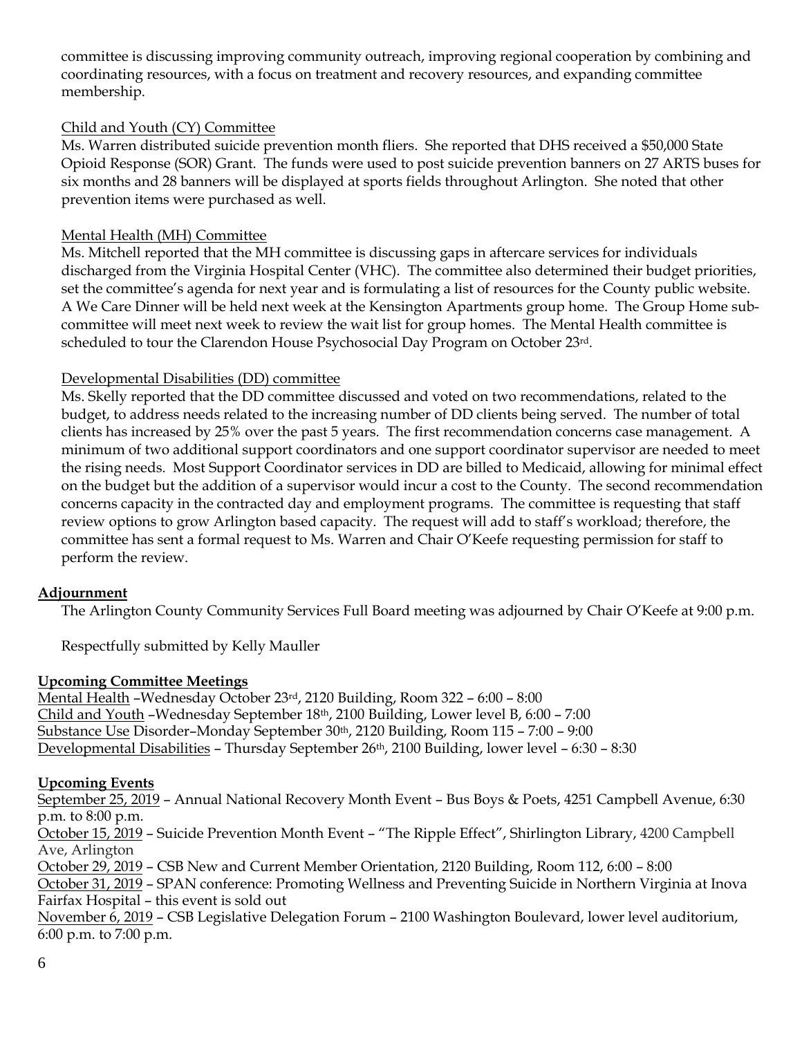committee is discussing improving community outreach, improving regional cooperation by combining and coordinating resources, with a focus on treatment and recovery resources, and expanding committee membership.

Child and Youth (CY) Committee

Ms. Warren distributed suicide prevention month fliers. She reported that DHS received a $50,000 State Opioid Response (SOR) Grant. The funds were used to post suicide prevention banners on 27 ARTS buses for six months and 28 banners will be displayed at sports fields throughout Arlington. She noted that other prevention items were purchased as well.

Mental Health (MH) Committee

Ms. Mitchell reported that the MH committee is discussing gaps in aftercare services for individuals discharged from the Virginia Hospital Center (VHC). The committee also determined their budget priorities, set the committee's agenda for next year and is formulating a list of resources for the County public website. A We Care Dinner will be held next week at the Kensington Apartments group home. The Group Home sub-committee will meet next week to review the wait list for group homes. The Mental Health committee is scheduled to tour the Clarendon House Psychosocial Day Program on October 23rd.

Developmental Disabilities (DD) committee

Ms. Skelly reported that the DD committee discussed and voted on two recommendations, related to the budget, to address needs related to the increasing number of DD clients being served. The number of total clients has increased by 25% over the past 5 years. The first recommendation concerns case management. A minimum of two additional support coordinators and one support coordinator supervisor are needed to meet the rising needs. Most Support Coordinator services in DD are billed to Medicaid, allowing for minimal effect on the budget but the addition of a supervisor would incur a cost to the County. The second recommendation concerns capacity in the contracted day and employment programs. The committee is requesting that staff review options to grow Arlington based capacity. The request will add to staff's workload; therefore, the committee has sent a formal request to Ms. Warren and Chair O'Keefe requesting permission for staff to perform the review.

**Adjournment**

The Arlington County Community Services Full Board meeting was adjourned by Chair O'Keefe at 9:00 p.m.

Respectfully submitted by Kelly Mauller

**Upcoming Committee Meetings**

Mental Health –Wednesday October 23rd, 2120 Building, Room 322 – 6:00 – 8:00
Child and Youth –Wednesday September 18th, 2100 Building, Lower level B, 6:00 – 7:00
Substance Use Disorder–Monday September 30th, 2120 Building, Room 115 – 7:00 – 9:00
Developmental Disabilities – Thursday September 26th, 2100 Building, lower level – 6:30 – 8:30

**Upcoming Events**

September 25, 2019 – Annual National Recovery Month Event – Bus Boys & Poets, 4251 Campbell Avenue, 6:30 p.m. to 8:00 p.m.
October 15, 2019 – Suicide Prevention Month Event – "The Ripple Effect", Shirlington Library, 4200 Campbell Ave, Arlington
October 29, 2019 – CSB New and Current Member Orientation, 2120 Building, Room 112, 6:00 – 8:00
October 31, 2019 – SPAN conference: Promoting Wellness and Preventing Suicide in Northern Virginia at Inova Fairfax Hospital – this event is sold out
November 6, 2019 – CSB Legislative Delegation Forum – 2100 Washington Boulevard, lower level auditorium, 6:00 p.m. to 7:00 p.m.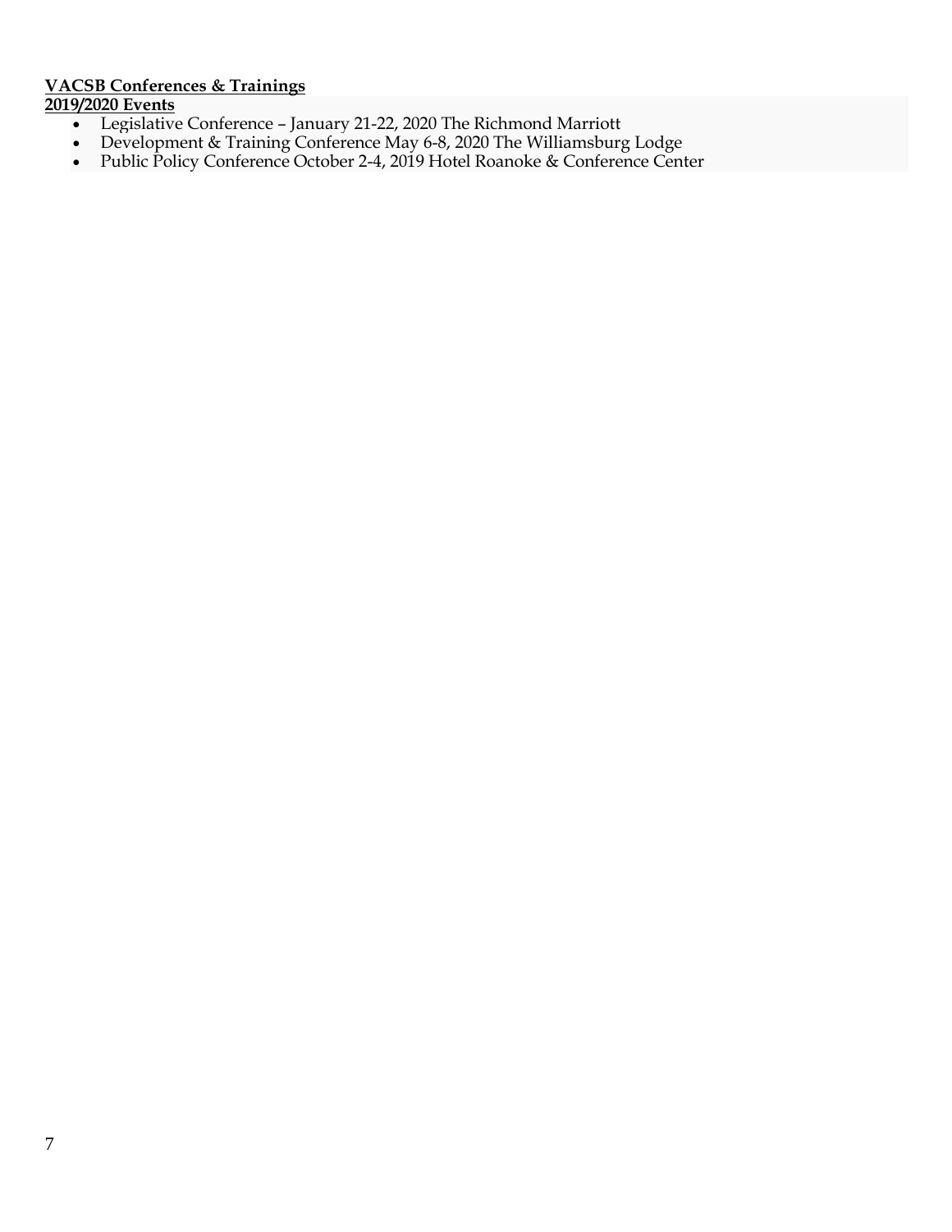**VACSB Conferences & Trainings**

**2019/2020 Events**

- Legislative Conference – January 21-22, 2020 The Richmond Marriott
- Development & Training Conference May 6-8, 2020 The Williamsburg Lodge
- Public Policy Conference October 2-4, 2019 Hotel Roanoke & Conference Center